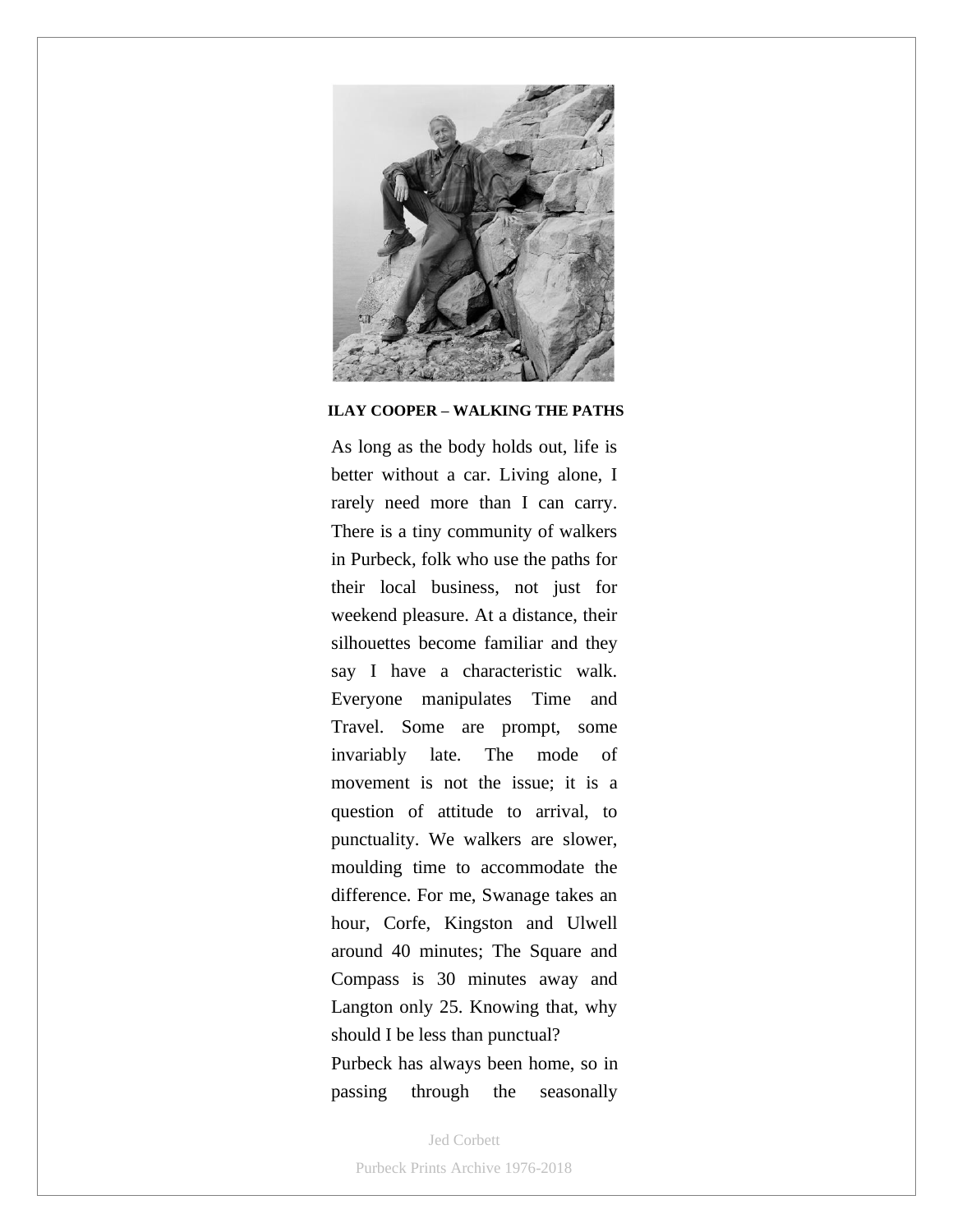**ILAY COOPER – WALKING THE PATHS**

As long as the body holds out, life is better without a car. Living alone, I rarely need more than I can carry. There is a tiny community of walkers in Purbeck, folk who use the paths for their local business, not just for weekend pleasure. At a distance, their silhouettes become familiar and they say I have a characteristic walk. Everyone manipulates Time and Travel. Some are prompt, some invariably late. The mode of movement is not the issue; it is a question of attitude to arrival, to punctuality. We walkers are slower, moulding time to accommodate the difference. For me, Swanage takes an hour, Corfe, Kingston and Ulwell around 40 minutes; The Square and Compass is 30 minutes away and Langton only 25. Knowing that, why should I be less than punctual?

Purbeck has always been home, so in passing through the seasonally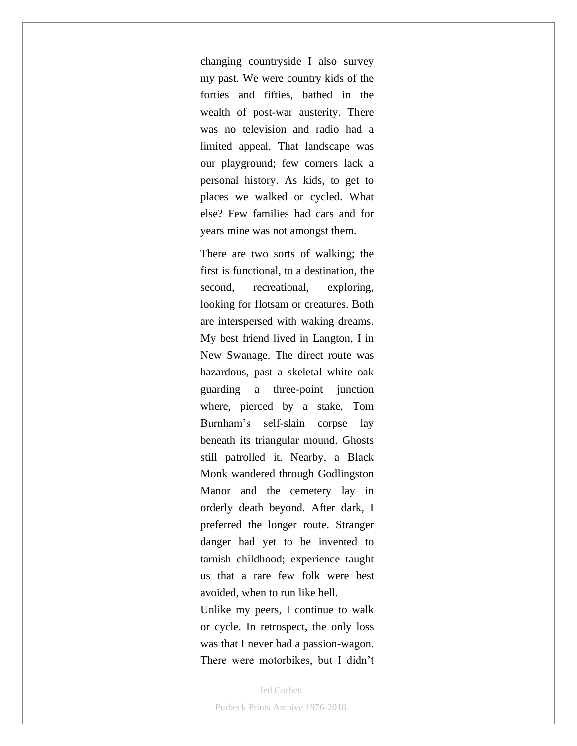changing countryside I also survey my past. We were country kids of the forties and fifties, bathed in the wealth of post-war austerity. There was no television and radio had a limited appeal. That landscape was our playground; few corners lack a personal history. As kids, to get to places we walked or cycled. What else? Few families had cars and for years mine was not amongst them.

There are two sorts of walking; the first is functional, to a destination, the second, recreational, exploring, looking for flotsam or creatures. Both are interspersed with waking dreams. My best friend lived in Langton, I in New Swanage. The direct route was hazardous, past a skeletal white oak guarding a three-point junction where, pierced by a stake, Tom Burnham's self-slain corpse lay beneath its triangular mound. Ghosts still patrolled it. Nearby, a Black Monk wandered through Godlingston Manor and the cemetery lay in orderly death beyond. After dark, I preferred the longer route. Stranger danger had yet to be invented to tarnish childhood; experience taught us that a rare few folk were best avoided, when to run like hell.

Unlike my peers, I continue to walk or cycle. In retrospect, the only loss was that I never had a passion-wagon. There were motorbikes, but I didn't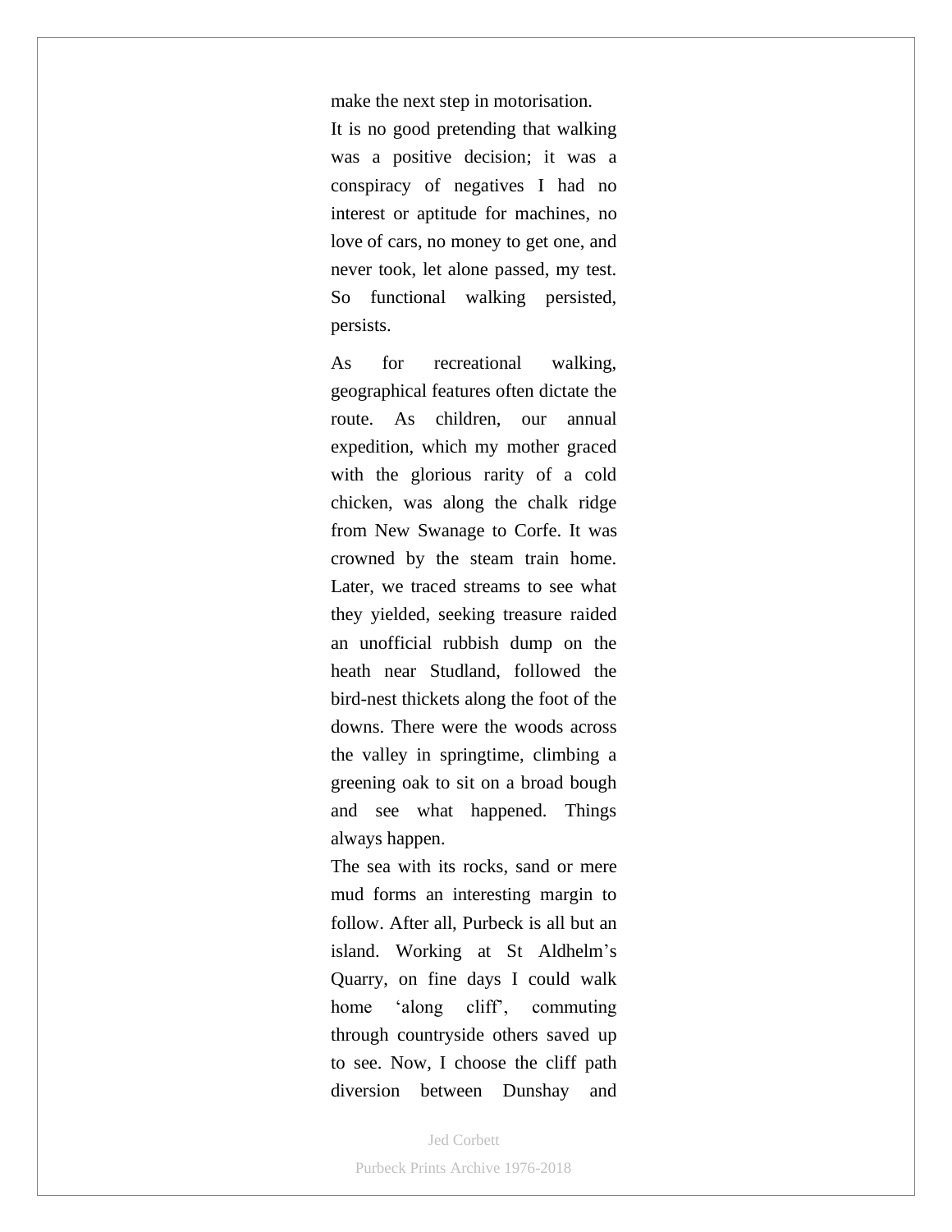make the next step in motorisation.

It is no good pretending that walking was a positive decision; it was a conspiracy of negatives I had no interest or aptitude for machines, no love of cars, no money to get one, and never took, let alone passed, my test. So functional walking persisted, persists.

As for recreational walking, geographical features often dictate the route. As children, our annual expedition, which my mother graced with the glorious rarity of a cold chicken, was along the chalk ridge from New Swanage to Corfe. It was crowned by the steam train home. Later, we traced streams to see what they yielded, seeking treasure raided an unofficial rubbish dump on the heath near Studland, followed the bird-nest thickets along the foot of the downs. There were the woods across the valley in springtime, climbing a greening oak to sit on a broad bough and see what happened. Things always happen.

The sea with its rocks, sand or mere mud forms an interesting margin to follow. After all, Purbeck is all but an island. Working at St Aldhelm's Quarry, on fine days I could walk home 'along cliff', commuting through countryside others saved up to see. Now, I choose the cliff path diversion between Dunshay and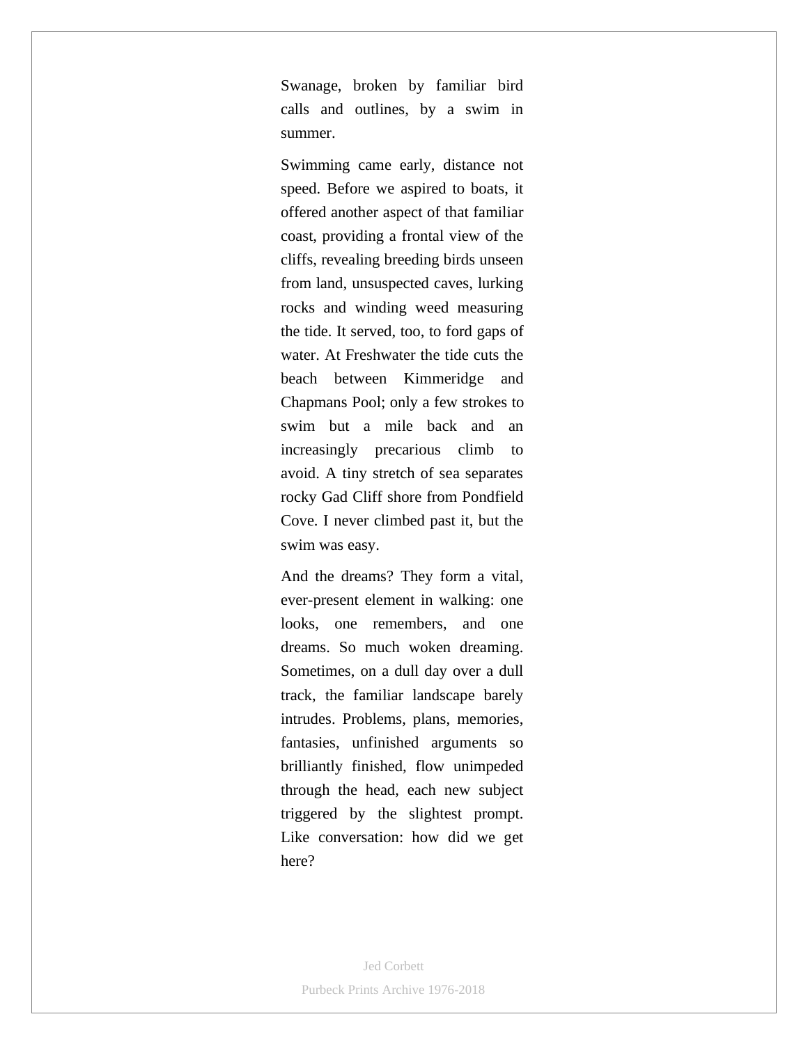Swanage, broken by familiar bird calls and outlines, by a swim in summer.

Swimming came early, distance not speed. Before we aspired to boats, it offered another aspect of that familiar coast, providing a frontal view of the cliffs, revealing breeding birds unseen from land, unsuspected caves, lurking rocks and winding weed measuring the tide. It served, too, to ford gaps of water. At Freshwater the tide cuts the beach between Kimmeridge and Chapmans Pool; only a few strokes to swim but a mile back and an increasingly precarious climb to avoid. A tiny stretch of sea separates rocky Gad Cliff shore from Pondfield Cove. I never climbed past it, but the swim was easy.

And the dreams? They form a vital, ever-present element in walking: one looks, one remembers, and one dreams. So much woken dreaming. Sometimes, on a dull day over a dull track, the familiar landscape barely intrudes. Problems, plans, memories, fantasies, unfinished arguments so brilliantly finished, flow unimpeded through the head, each new subject triggered by the slightest prompt. Like conversation: how did we get here?